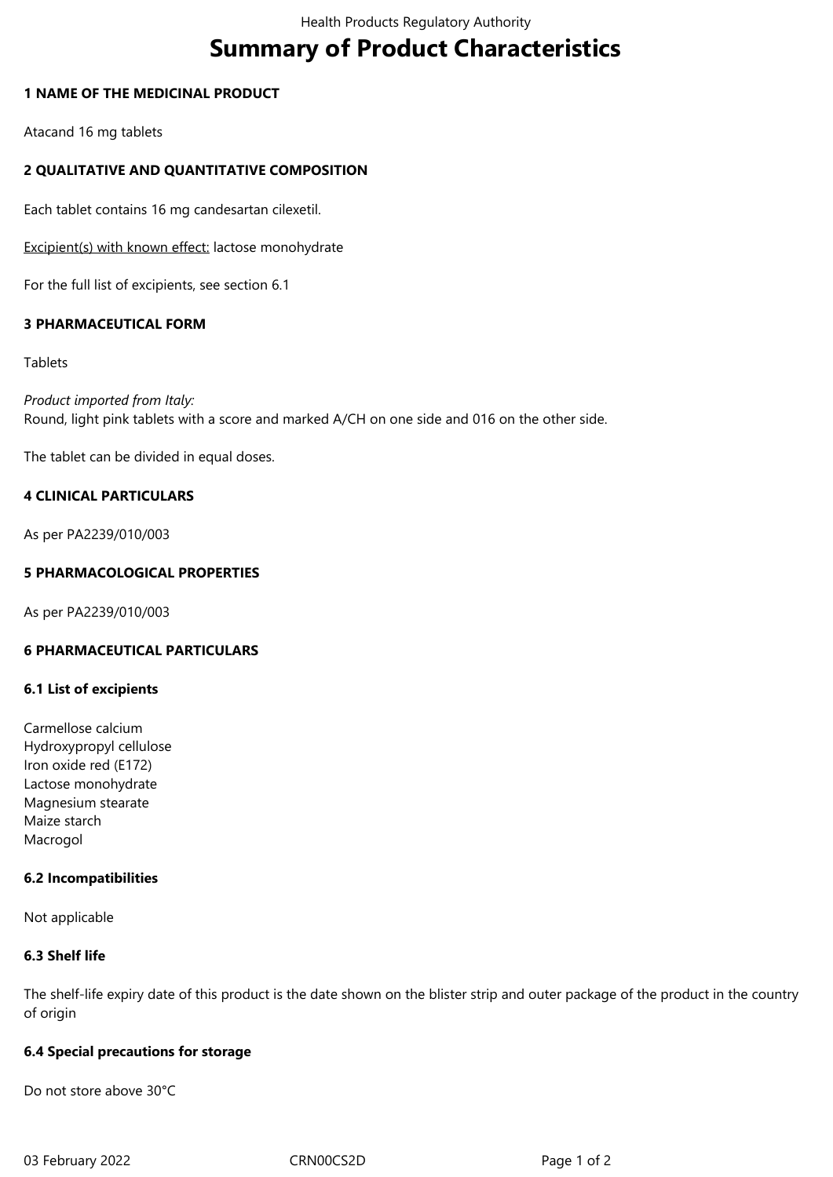# Summary of Product Characteristics

## 1 NAME OF THE MEDICINAL PRODUCT

Atacand 16 mg tablets

## 2 QUALITATIVE AND QUANTITATIVE COMPOSITION

Each tablet contains 16 mg candesartan cilexetil.

Excipient(s) with known effect: lactose monohydrate

For the full list of excipients, see section 6.1

## 3 PHARMACEUTICAL FORM

Tablets

*Product imported from Italy:*
Round, light pink tablets with a score and marked A/CH on one side and 016 on the other side.

The tablet can be divided in equal doses.

## 4 CLINICAL PARTICULARS

As per PA2239/010/003

## 5 PHARMACOLOGICAL PROPERTIES

As per PA2239/010/003

## 6 PHARMACEUTICAL PARTICULARS

### 6.1 List of excipients

Carmellose calcium
Hydroxypropyl cellulose
Iron oxide red (E172)
Lactose monohydrate
Magnesium stearate
Maize starch
Macrogol

### 6.2 Incompatibilities

Not applicable

### 6.3 Shelf life

The shelf-life expiry date of this product is the date shown on the blister strip and outer package of the product in the country of origin

### 6.4 Special precautions for storage

Do not store above 30°C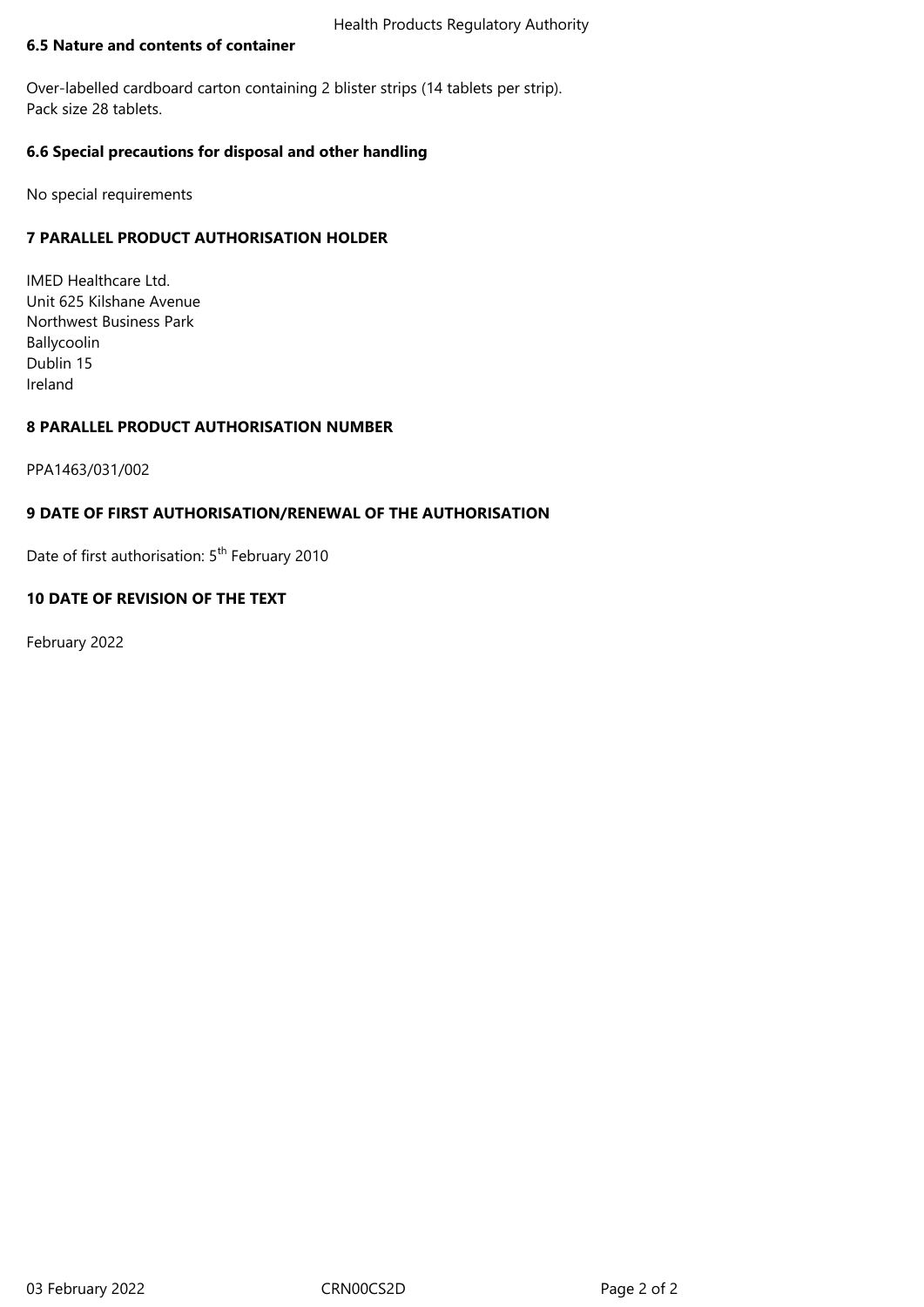### 6.5 Nature and contents of container

Over-labelled cardboard carton containing 2 blister strips (14 tablets per strip).
Pack size 28 tablets.

### 6.6 Special precautions for disposal and other handling

No special requirements

## 7 PARALLEL PRODUCT AUTHORISATION HOLDER

IMED Healthcare Ltd.
Unit 625 Kilshane Avenue
Northwest Business Park
Ballycoolin
Dublin 15
Ireland

## 8 PARALLEL PRODUCT AUTHORISATION NUMBER

PPA1463/031/002

## 9 DATE OF FIRST AUTHORISATION/RENEWAL OF THE AUTHORISATION

Date of first authorisation: 5th February 2010

## 10 DATE OF REVISION OF THE TEXT

February 2022